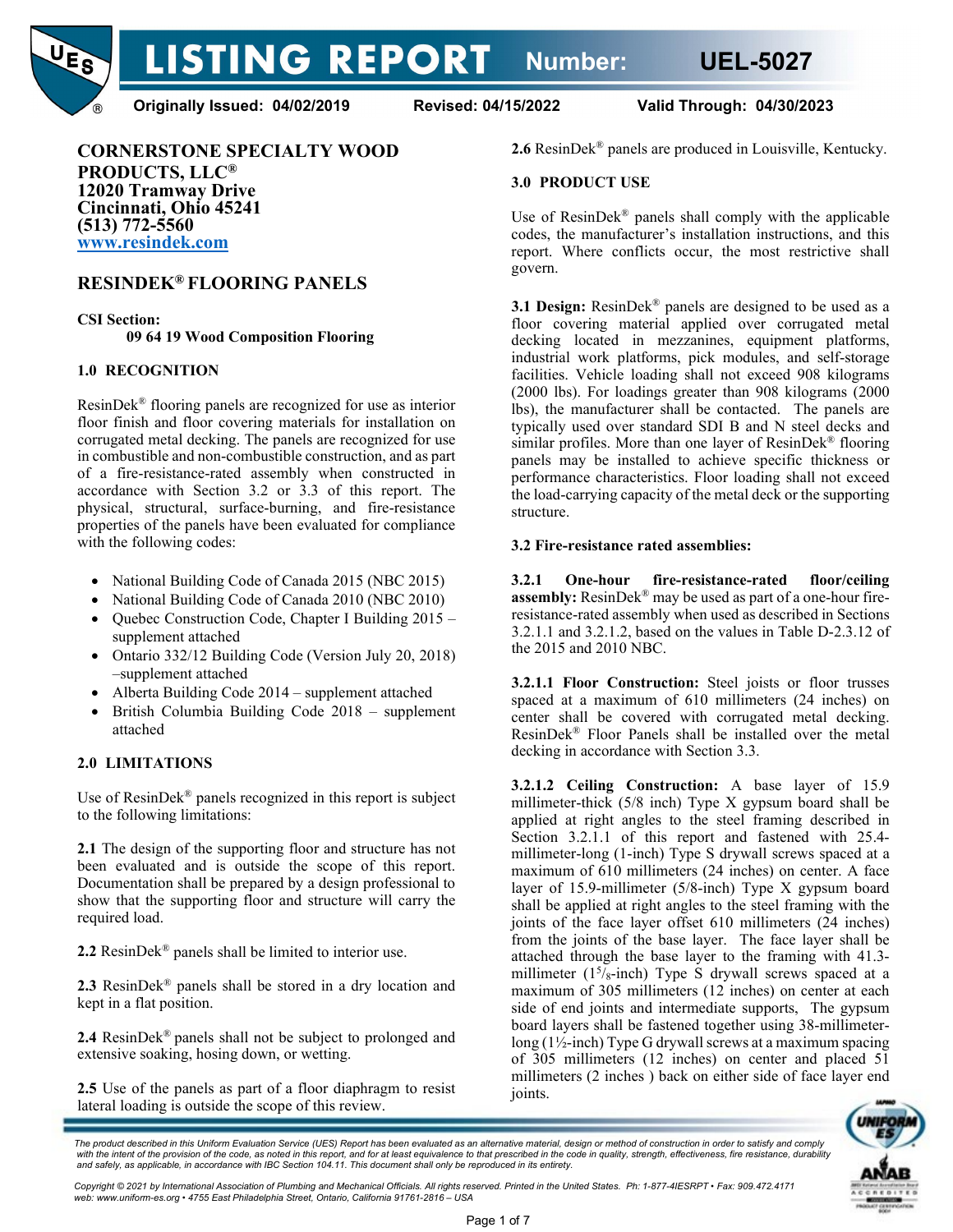# LISTING REPORT Number: UEL-5027

**Originally Issued: 04/02/2019 Revised: 04/15/2022 Valid Through: 04/30/2023**

**CORNERSTONE SPECIALTY WOOD PRODUCTS, LLC®**
**12020 Tramway Drive**
**Cincinnati, Ohio 45241**
**(513) 772-5560**
**www.resindek.com**

## RESINDEK® FLOORING PANELS

**CSI Section:**
**09 64 19 Wood Composition Flooring**

### 1.0 RECOGNITION

ResinDek® flooring panels are recognized for use as interior floor finish and floor covering materials for installation on corrugated metal decking. The panels are recognized for use in combustible and non-combustible construction, and as part of a fire-resistance-rated assembly when constructed in accordance with Section 3.2 or 3.3 of this report. The physical, structural, surface-burning, and fire-resistance properties of the panels have been evaluated for compliance with the following codes:

- National Building Code of Canada 2015 (NBC 2015)
- National Building Code of Canada 2010 (NBC 2010)
- Quebec Construction Code, Chapter I Building 2015 – supplement attached
- Ontario 332/12 Building Code (Version July 20, 2018) –supplement attached
- Alberta Building Code 2014 – supplement attached
- British Columbia Building Code 2018 – supplement attached

### 2.0 LIMITATIONS

Use of ResinDek® panels recognized in this report is subject to the following limitations:

**2.1** The design of the supporting floor and structure has not been evaluated and is outside the scope of this report. Documentation shall be prepared by a design professional to show that the supporting floor and structure will carry the required load.

**2.2** ResinDek® panels shall be limited to interior use.

**2.3** ResinDek® panels shall be stored in a dry location and kept in a flat position.

**2.4** ResinDek® panels shall not be subject to prolonged and extensive soaking, hosing down, or wetting.

**2.5** Use of the panels as part of a floor diaphragm to resist lateral loading is outside the scope of this review.

**2.6** ResinDek® panels are produced in Louisville, Kentucky.

### 3.0 PRODUCT USE

Use of ResinDek® panels shall comply with the applicable codes, the manufacturer's installation instructions, and this report. Where conflicts occur, the most restrictive shall govern.

**3.1 Design:** ResinDek® panels are designed to be used as a floor covering material applied over corrugated metal decking located in mezzanines, equipment platforms, industrial work platforms, pick modules, and self-storage facilities. Vehicle loading shall not exceed 908 kilograms (2000 lbs). For loadings greater than 908 kilograms (2000 lbs), the manufacturer shall be contacted. The panels are typically used over standard SDI B and N steel decks and similar profiles. More than one layer of ResinDek® flooring panels may be installed to achieve specific thickness or performance characteristics. Floor loading shall not exceed the load-carrying capacity of the metal deck or the supporting structure.

**3.2 Fire-resistance rated assemblies:**

**3.2.1 One-hour fire-resistance-rated floor/ceiling assembly:** ResinDek® may be used as part of a one-hour fire-resistance-rated assembly when used as described in Sections 3.2.1.1 and 3.2.1.2, based on the values in Table D-2.3.12 of the 2015 and 2010 NBC.

**3.2.1.1 Floor Construction:** Steel joists or floor trusses spaced at a maximum of 610 millimeters (24 inches) on center shall be covered with corrugated metal decking. ResinDek® Floor Panels shall be installed over the metal decking in accordance with Section 3.3.

**3.2.1.2 Ceiling Construction:** A base layer of 15.9 millimeter-thick (5/8 inch) Type X gypsum board shall be applied at right angles to the steel framing described in Section 3.2.1.1 of this report and fastened with 25.4-millimeter-long (1-inch) Type S drywall screws spaced at a maximum of 610 millimeters (24 inches) on center. A face layer of 15.9-millimeter (5/8-inch) Type X gypsum board shall be applied at right angles to the steel framing with the joints of the face layer offset 610 millimeters (24 inches) from the joints of the base layer. The face layer shall be attached through the base layer to the framing with 41.3-millimeter (1⅝-inch) Type S drywall screws spaced at a maximum of 305 millimeters (12 inches) on center at each side of end joints and intermediate supports, The gypsum board layers shall be fastened together using 38-millimeter-long (1½-inch) Type G drywall screws at a maximum spacing of 305 millimeters (12 inches) on center and placed 51 millimeters (2 inches ) back on either side of face layer end joints.

*The product described in this Uniform Evaluation Service (UES) Report has been evaluated as an alternative material, design or method of construction in order to satisfy and comply with the intent of the provision of the code, as noted in this report, and for at least equivalence to that prescribed in the code in quality, strength, effectiveness, fire resistance, durability and safely, as applicable, in accordance with IBC Section 104.11. This document shall only be reproduced in its entirety.*

*Copyright © 2021 by International Association of Plumbing and Mechanical Officials. All rights reserved. Printed in the United States. Ph: 1-877-4IESRPT • Fax: 909.472.4171 web: www.uniform-es.org • 4755 East Philadelphia Street, Ontario, California 91761-2816 – USA*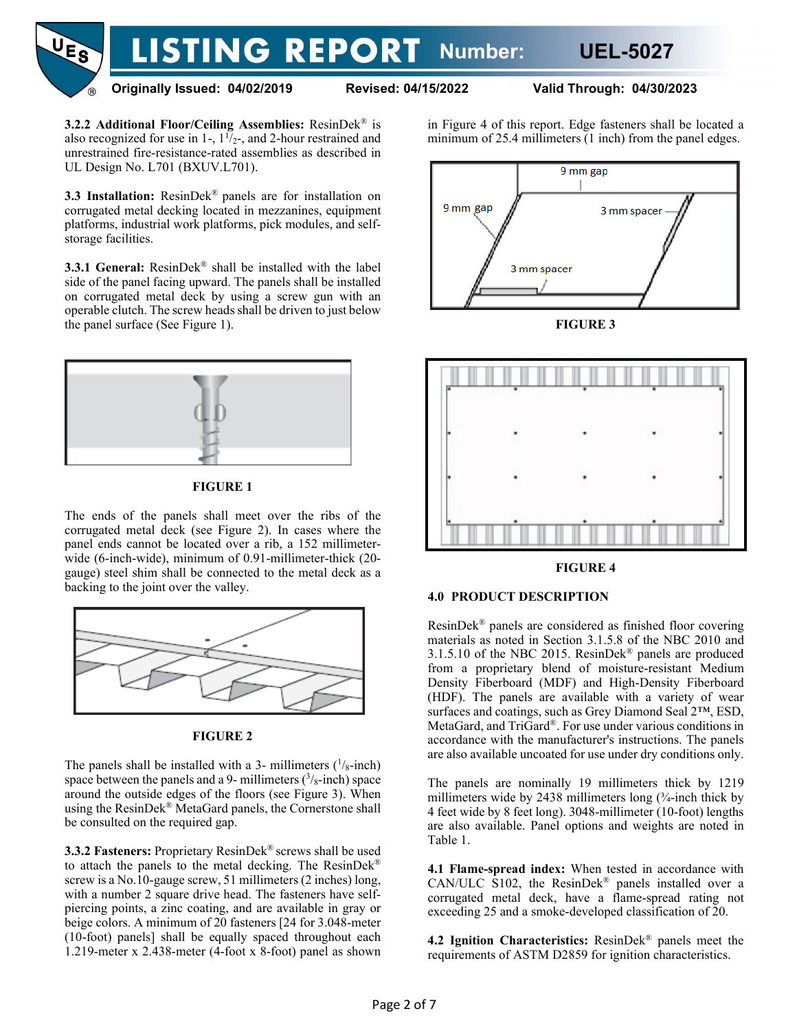**3.2.2 Additional Floor/Ceiling Assemblies:** ResinDek® is also recognized for use in 1-, 1$^{1}/_{2}$-, and 2-hour restrained and unrestrained fire-resistance-rated assemblies as described in UL Design No. L701 (BXUV.L701).

**3.3 Installation:** ResinDek® panels are for installation on corrugated metal decking located in mezzanines, equipment platforms, industrial work platforms, pick modules, and self-storage facilities.

**3.3.1 General:** ResinDek® shall be installed with the label side of the panel facing upward. The panels shall be installed on corrugated metal deck by using a screw gun with an operable clutch. The screw heads shall be driven to just below the panel surface (See Figure 1).

**FIGURE 1**

The ends of the panels shall meet over the ribs of the corrugated metal deck (see Figure 2). In cases where the panel ends cannot be located over a rib, a 152 millimeter-wide (6-inch-wide), minimum of 0.91-millimeter-thick (20-gauge) steel shim shall be connected to the metal deck as a backing to the joint over the valley.

**FIGURE 2**

The panels shall be installed with a 3- millimeters ($^{1}/_{8}$-inch) space between the panels and a 9- millimeters ($^{3}/_{8}$-inch) space around the outside edges of the floors (see Figure 3). When using the ResinDek® MetaGard panels, the Cornerstone shall be consulted on the required gap.

**3.3.2 Fasteners:** Proprietary ResinDek® screws shall be used to attach the panels to the metal decking. The ResinDek® screw is a No.10-gauge screw, 51 millimeters (2 inches) long, with a number 2 square drive head. The fasteners have self-piercing points, a zinc coating, and are available in gray or beige colors. A minimum of 20 fasteners [24 for 3.048-meter (10-foot) panels] shall be equally spaced throughout each 1.219-meter x 2.438-meter (4-foot x 8-foot) panel as shown in Figure 4 of this report. Edge fasteners shall be located a minimum of 25.4 millimeters (1 inch) from the panel edges.

9 mm gap

9 mm gap

3 mm spacer

3 mm spacer

**FIGURE 3**

**FIGURE 4**

## 4.0 PRODUCT DESCRIPTION

ResinDek® panels are considered as finished floor covering materials as noted in Section 3.1.5.8 of the NBC 2010 and 3.1.5.10 of the NBC 2015. ResinDek® panels are produced from a proprietary blend of moisture-resistant Medium Density Fiberboard (MDF) and High-Density Fiberboard (HDF). The panels are available with a variety of wear surfaces and coatings, such as Grey Diamond Seal 2™, ESD, MetaGard, and TriGard®. For use under various conditions in accordance with the manufacturer's instructions. The panels are also available uncoated for use under dry conditions only.

The panels are nominally 19 millimeters thick by 1219 millimeters wide by 2438 millimeters long (¾-inch thick by 4 feet wide by 8 feet long). 3048-millimeter (10-foot) lengths are also available. Panel options and weights are noted in Table 1.

**4.1 Flame-spread index:** When tested in accordance with CAN/ULC S102, the ResinDek® panels installed over a corrugated metal deck, have a flame-spread rating not exceeding 25 and a smoke-developed classification of 20.

**4.2 Ignition Characteristics:** ResinDek® panels meet the requirements of ASTM D2859 for ignition characteristics.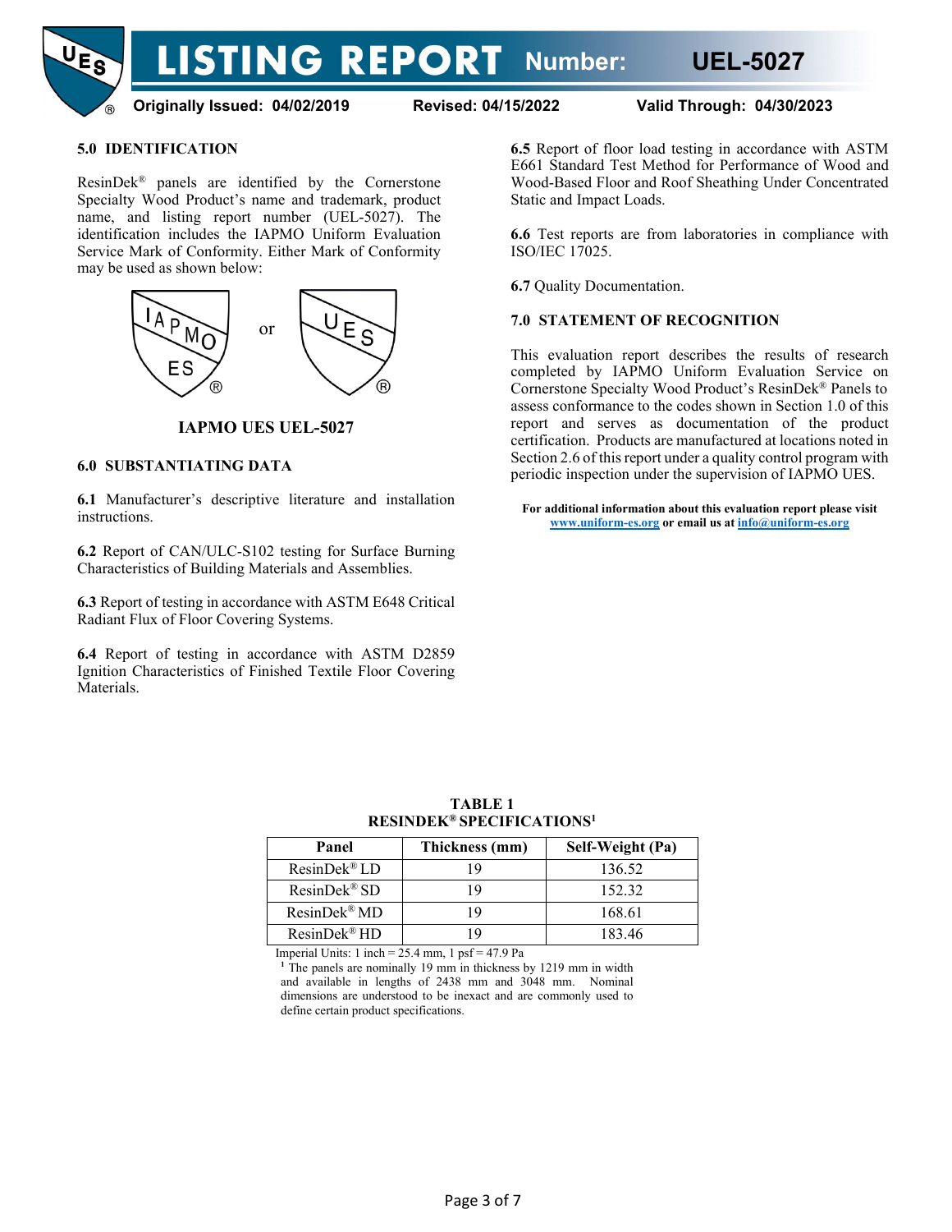## 5.0 IDENTIFICATION

ResinDek® panels are identified by the Cornerstone Specialty Wood Product's name and trademark, product name, and listing report number (UEL-5027). The identification includes the IAPMO Uniform Evaluation Service Mark of Conformity. Either Mark of Conformity may be used as shown below:

**IAPMO UES UEL-5027**

## 6.0 SUBSTANTIATING DATA

**6.1** Manufacturer's descriptive literature and installation instructions.

**6.2** Report of CAN/ULC-S102 testing for Surface Burning Characteristics of Building Materials and Assemblies.

**6.3** Report of testing in accordance with ASTM E648 Critical Radiant Flux of Floor Covering Systems.

**6.4** Report of testing in accordance with ASTM D2859 Ignition Characteristics of Finished Textile Floor Covering Materials.

**6.5** Report of floor load testing in accordance with ASTM E661 Standard Test Method for Performance of Wood and Wood-Based Floor and Roof Sheathing Under Concentrated Static and Impact Loads.

**6.6** Test reports are from laboratories in compliance with ISO/IEC 17025.

**6.7** Quality Documentation.

## 7.0 STATEMENT OF RECOGNITION

This evaluation report describes the results of research completed by IAPMO Uniform Evaluation Service on Cornerstone Specialty Wood Product's ResinDek® Panels to assess conformance to the codes shown in Section 1.0 of this report and serves as documentation of the product certification. Products are manufactured at locations noted in Section 2.6 of this report under a quality control program with periodic inspection under the supervision of IAPMO UES.

**For additional information about this evaluation report please visit www.uniform-es.org or email us at info@uniform-es.org**

**TABLE 1**
**RESINDEK® SPECIFICATIONS[1]**

| Panel | Thickness (mm) | Self-Weight (Pa) |
|---|---|---|
| ResinDek® LD | 19 | 136.52 |
| ResinDek® SD | 19 | 152.32 |
| ResinDek® MD | 19 | 168.61 |
| ResinDek® HD | 19 | 183.46 |

Imperial Units: 1 inch = 25.4 mm, 1 psf = 47.9 Pa

[1] The panels are nominally 19 mm in thickness by 1219 mm in width and available in lengths of 2438 mm and 3048 mm. Nominal dimensions are understood to be inexact and are commonly used to define certain product specifications.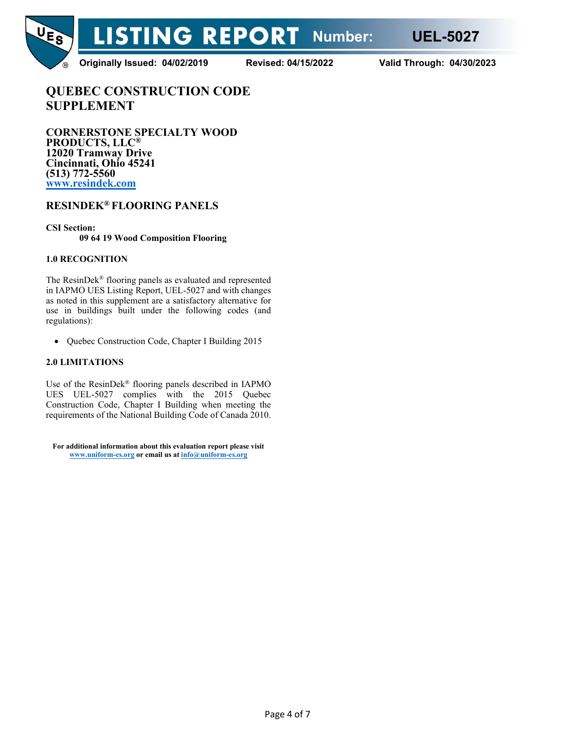# LISTING REPORT Number: UEL-5027

**Originally Issued: 04/02/2019** **Revised: 04/15/2022** **Valid Through: 04/30/2023**

## QUEBEC CONSTRUCTION CODE SUPPLEMENT

**CORNERSTONE SPECIALTY WOOD PRODUCTS, LLC®**
**12020 Tramway Drive**
**Cincinnati, Ohio 45241**
**(513) 772-5560**
**www.resindek.com**

## RESINDEK® FLOORING PANELS

**CSI Section:**
**09 64 19 Wood Composition Flooring**

### 1.0 RECOGNITION

The ResinDek® flooring panels as evaluated and represented in IAPMO UES Listing Report, UEL-5027 and with changes as noted in this supplement are a satisfactory alternative for use in buildings built under the following codes (and regulations):

- Quebec Construction Code, Chapter I Building 2015

### 2.0 LIMITATIONS

Use of the ResinDek® flooring panels described in IAPMO UES UEL-5027 complies with the 2015 Quebec Construction Code, Chapter I Building when meeting the requirements of the National Building Code of Canada 2010.

**For additional information about this evaluation report please visit www.uniform-es.org or email us at info@uniform-es.org**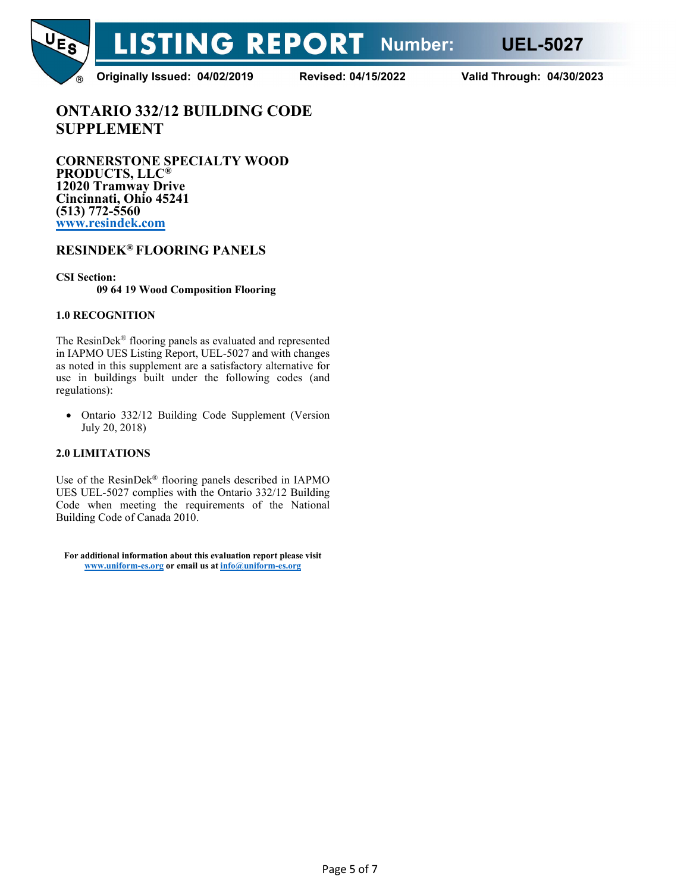# LISTING REPORT Number: UEL-5027

**Originally Issued: 04/02/2019** **Revised: 04/15/2022** **Valid Through: 04/30/2023**

## ONTARIO 332/12 BUILDING CODE SUPPLEMENT

**CORNERSTONE SPECIALTY WOOD PRODUCTS, LLC®**
**12020 Tramway Drive**
**Cincinnati, Ohio 45241**
**(513) 772-5560**
**www.resindek.com**

## RESINDEK® FLOORING PANELS

**CSI Section:**
**09 64 19 Wood Composition Flooring**

### 1.0 RECOGNITION

The ResinDek® flooring panels as evaluated and represented in IAPMO UES Listing Report, UEL-5027 and with changes as noted in this supplement are a satisfactory alternative for use in buildings built under the following codes (and regulations):

- Ontario 332/12 Building Code Supplement (Version July 20, 2018)

### 2.0 LIMITATIONS

Use of the ResinDek® flooring panels described in IAPMO UES UEL-5027 complies with the Ontario 332/12 Building Code when meeting the requirements of the National Building Code of Canada 2010.

**For additional information about this evaluation report please visit www.uniform-es.org or email us at info@uniform-es.org**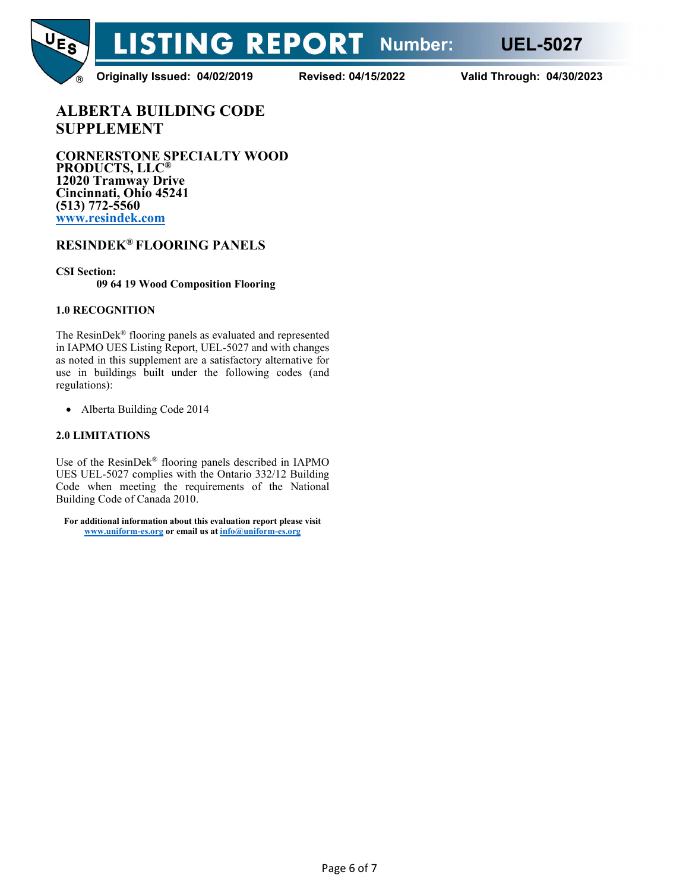# LISTING REPORT Number: UEL-5027

**Originally Issued: 04/02/2019 Revised: 04/15/2022 Valid Through: 04/30/2023**

## ALBERTA BUILDING CODE SUPPLEMENT

**CORNERSTONE SPECIALTY WOOD PRODUCTS, LLC®**
**12020 Tramway Drive**
**Cincinnati, Ohio 45241**
**(513) 772-5560**
**www.resindek.com**

## RESINDEK® FLOORING PANELS

**CSI Section:**
**09 64 19 Wood Composition Flooring**

### 1.0 RECOGNITION

The ResinDek® flooring panels as evaluated and represented in IAPMO UES Listing Report, UEL-5027 and with changes as noted in this supplement are a satisfactory alternative for use in buildings built under the following codes (and regulations):

- Alberta Building Code 2014

### 2.0 LIMITATIONS

Use of the ResinDek® flooring panels described in IAPMO UES UEL-5027 complies with the Ontario 332/12 Building Code when meeting the requirements of the National Building Code of Canada 2010.

**For additional information about this evaluation report please visit www.uniform-es.org or email us at info@uniform-es.org**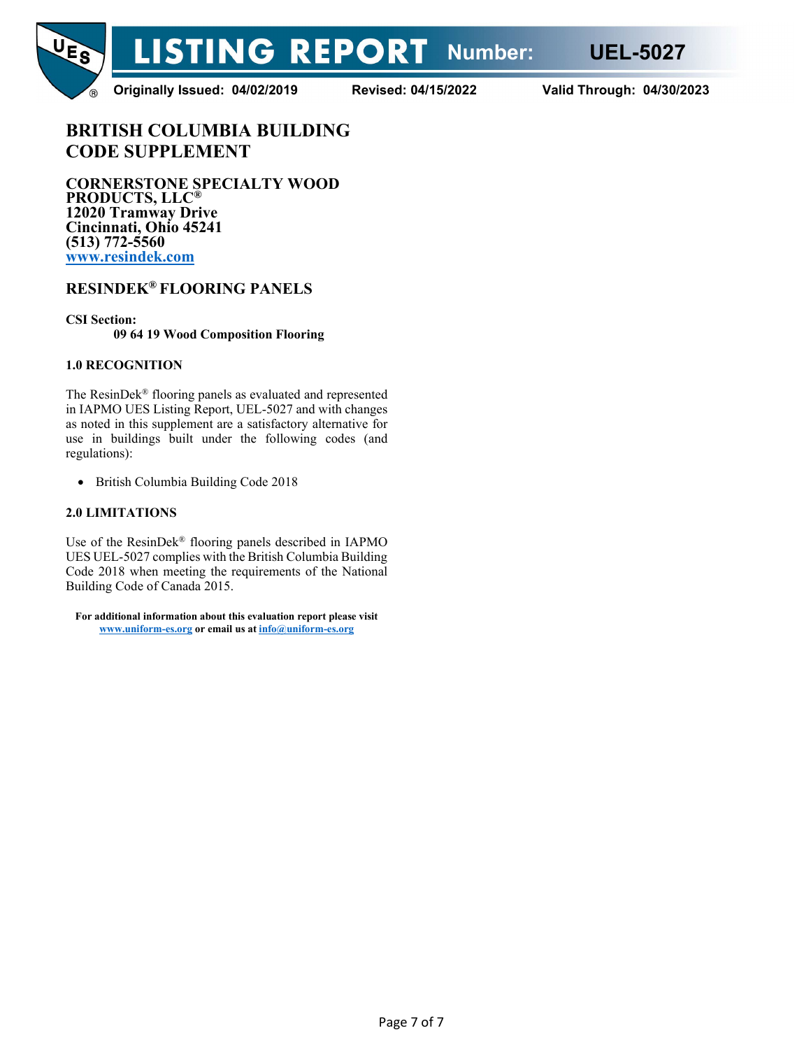# LISTING REPORT Number: UEL-5027

**Originally Issued: 04/02/2019 Revised: 04/15/2022 Valid Through: 04/30/2023**

## BRITISH COLUMBIA BUILDING CODE SUPPLEMENT

**CORNERSTONE SPECIALTY WOOD PRODUCTS, LLC®**
**12020 Tramway Drive**
**Cincinnati, Ohio 45241**
**(513) 772-5560**
**www.resindek.com**

## RESINDEK® FLOORING PANELS

**CSI Section:**
**09 64 19 Wood Composition Flooring**

### 1.0 RECOGNITION

The ResinDek® flooring panels as evaluated and represented in IAPMO UES Listing Report, UEL-5027 and with changes as noted in this supplement are a satisfactory alternative for use in buildings built under the following codes (and regulations):

- British Columbia Building Code 2018

### 2.0 LIMITATIONS

Use of the ResinDek® flooring panels described in IAPMO UES UEL-5027 complies with the British Columbia Building Code 2018 when meeting the requirements of the National Building Code of Canada 2015.

**For additional information about this evaluation report please visit www.uniform-es.org or email us at info@uniform-es.org**